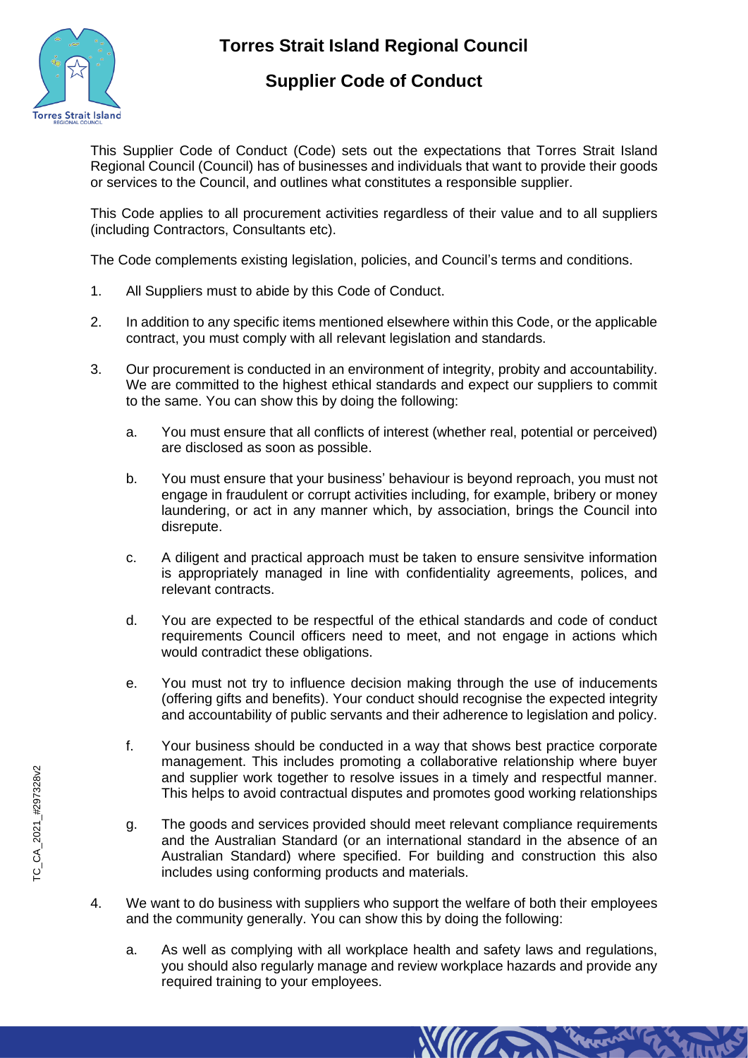# Torres Strait Island Regional Council

## Supplier Code of Conduct

This Supplier Code of Conduct (Code) sets out the expectations that Torres Strait Island Regional Council (Council) has of businesses and individuals that want to provide their goods or services to the Council, and outlines what constitutes a responsible supplier.

This Code applies to all procurement activities regardless of their value and to all suppliers (including Contractors, Consultants etc).

The Code complements existing legislation, policies, and Council's terms and conditions.

1. All Suppliers must to abide by this Code of Conduct.

2. In addition to any specific items mentioned elsewhere within this Code, or the applicable contract, you must comply with all relevant legislation and standards.

3. Our procurement is conducted in an environment of integrity, probity and accountability. We are committed to the highest ethical standards and expect our suppliers to commit to the same. You can show this by doing the following:

   a. You must ensure that all conflicts of interest (whether real, potential or perceived) are disclosed as soon as possible.

   b. You must ensure that your business' behaviour is beyond reproach, you must not engage in fraudulent or corrupt activities including, for example, bribery or money laundering, or act in any manner which, by association, brings the Council into disrepute.

   c. A diligent and practical approach must be taken to ensure sensivitve information is appropriately managed in line with confidentiality agreements, polices, and relevant contracts.

   d. You are expected to be respectful of the ethical standards and code of conduct requirements Council officers need to meet, and not engage in actions which would contradict these obligations.

   e. You must not try to influence decision making through the use of inducements (offering gifts and benefits). Your conduct should recognise the expected integrity and accountability of public servants and their adherence to legislation and policy.

   f. Your business should be conducted in a way that shows best practice corporate management. This includes promoting a collaborative relationship where buyer and supplier work together to resolve issues in a timely and respectful manner. This helps to avoid contractual disputes and promotes good working relationships

   g. The goods and services provided should meet relevant compliance requirements and the Australian Standard (or an international standard in the absence of an Australian Standard) where specified. For building and construction this also includes using conforming products and materials.

4. We want to do business with suppliers who support the welfare of both their employees and the community generally. You can show this by doing the following:

   a. As well as complying with all workplace health and safety laws and regulations, you should also regularly manage and review workplace hazards and provide any required training to your employees.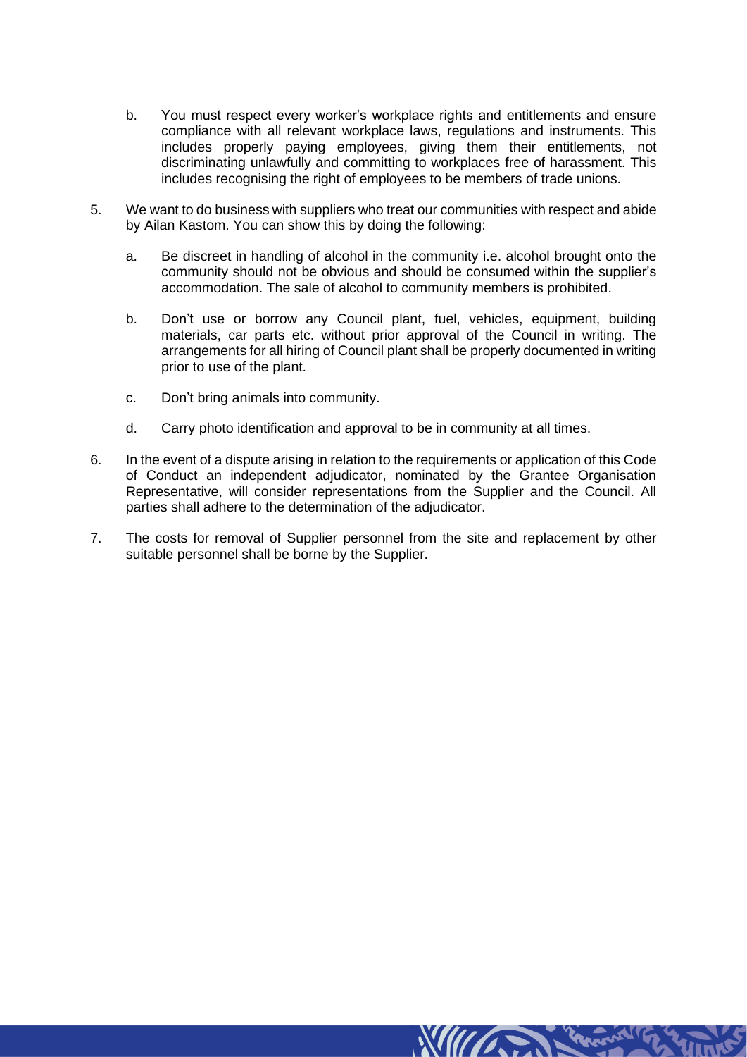b. You must respect every worker's workplace rights and entitlements and ensure compliance with all relevant workplace laws, regulations and instruments. This includes properly paying employees, giving them their entitlements, not discriminating unlawfully and committing to workplaces free of harassment. This includes recognising the right of employees to be members of trade unions.

5. We want to do business with suppliers who treat our communities with respect and abide by Ailan Kastom. You can show this by doing the following:

   a. Be discreet in handling of alcohol in the community i.e. alcohol brought onto the community should not be obvious and should be consumed within the supplier's accommodation. The sale of alcohol to community members is prohibited.

   b. Don't use or borrow any Council plant, fuel, vehicles, equipment, building materials, car parts etc. without prior approval of the Council in writing. The arrangements for all hiring of Council plant shall be properly documented in writing prior to use of the plant.

   c. Don't bring animals into community.

   d. Carry photo identification and approval to be in community at all times.

6. In the event of a dispute arising in relation to the requirements or application of this Code of Conduct an independent adjudicator, nominated by the Grantee Organisation Representative, will consider representations from the Supplier and the Council. All parties shall adhere to the determination of the adjudicator.

7. The costs for removal of Supplier personnel from the site and replacement by other suitable personnel shall be borne by the Supplier.